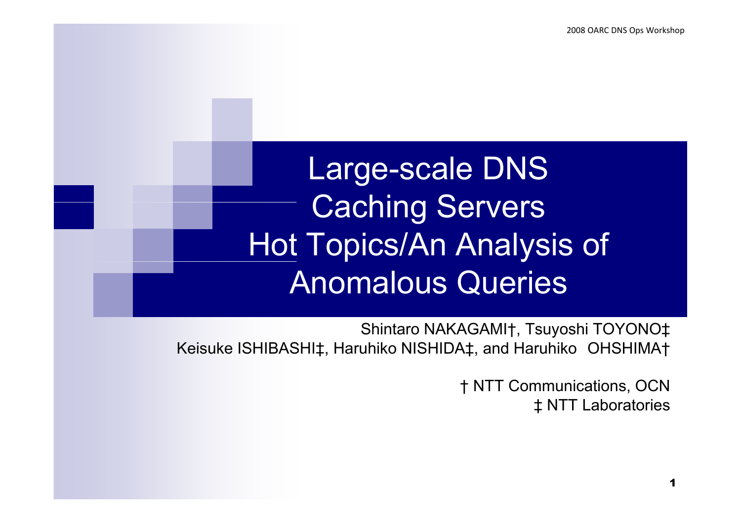# Large-scale DNS Caching Servers Hot Topics/An Analysis of Anomalous Queries

Shintaro NAKAGAMI†, Tsuyoshi TOYONO‡
Keisuke ISHIBASHI‡, Haruhiko NISHIDA‡, and Haruhiko OHSHIMA†

† NTT Communications, OCN
‡ NTT Laboratories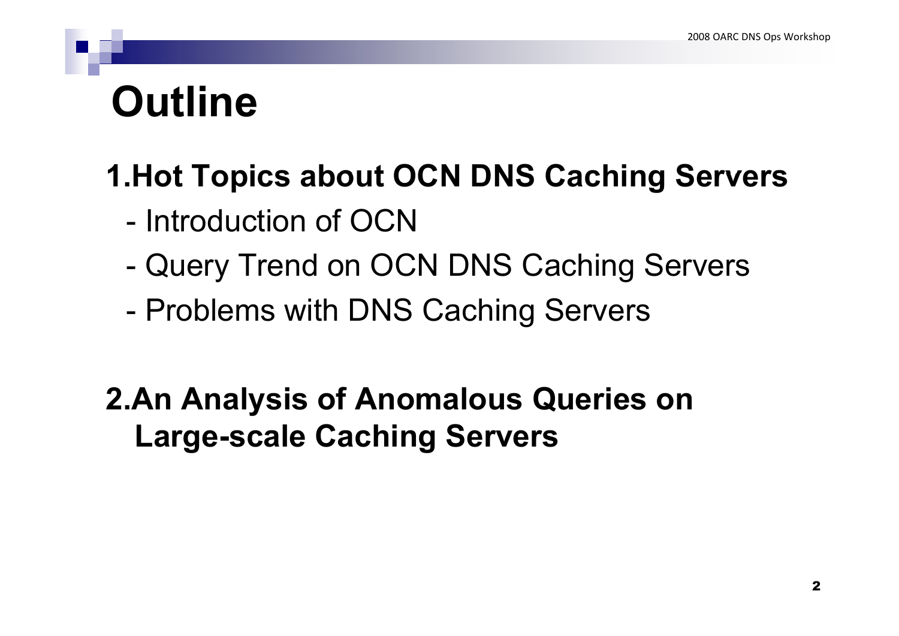# Outline

**1.Hot Topics about OCN DNS Caching Servers**

- Introduction of OCN
- Query Trend on OCN DNS Caching Servers
- Problems with DNS Caching Servers

**2.An Analysis of Anomalous Queries on Large-scale Caching Servers**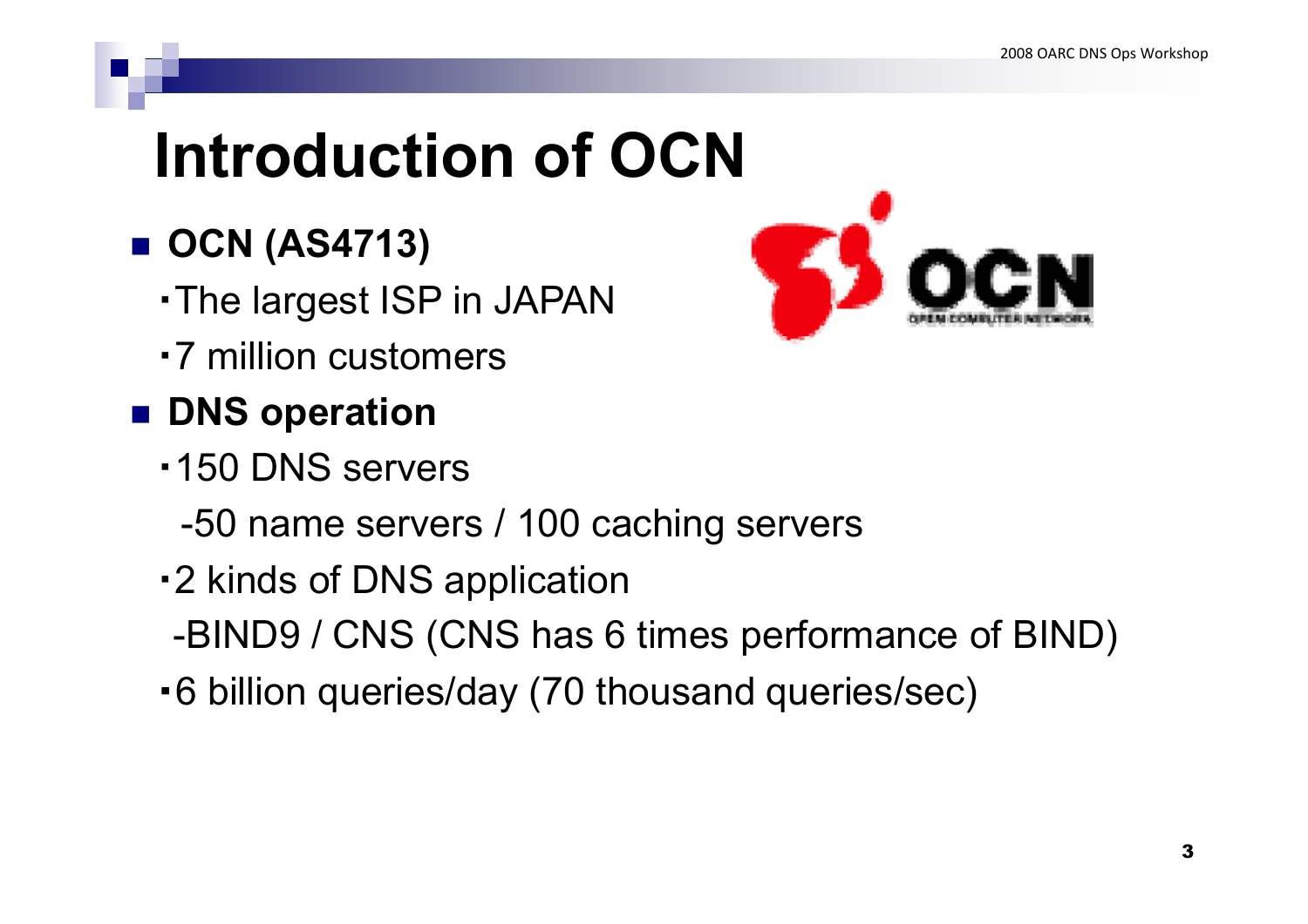# Introduction of OCN

- **OCN (AS4713)**
  - ･The largest ISP in JAPAN
  - ･7 million customers
- **DNS operation**
  - ･150 DNS servers
    - -50 name servers / 100 caching servers
  - ･2 kinds of DNS application
    - -BIND9 / CNS (CNS has 6 times performance of BIND)
  - ･6 billion queries/day (70 thousand queries/sec)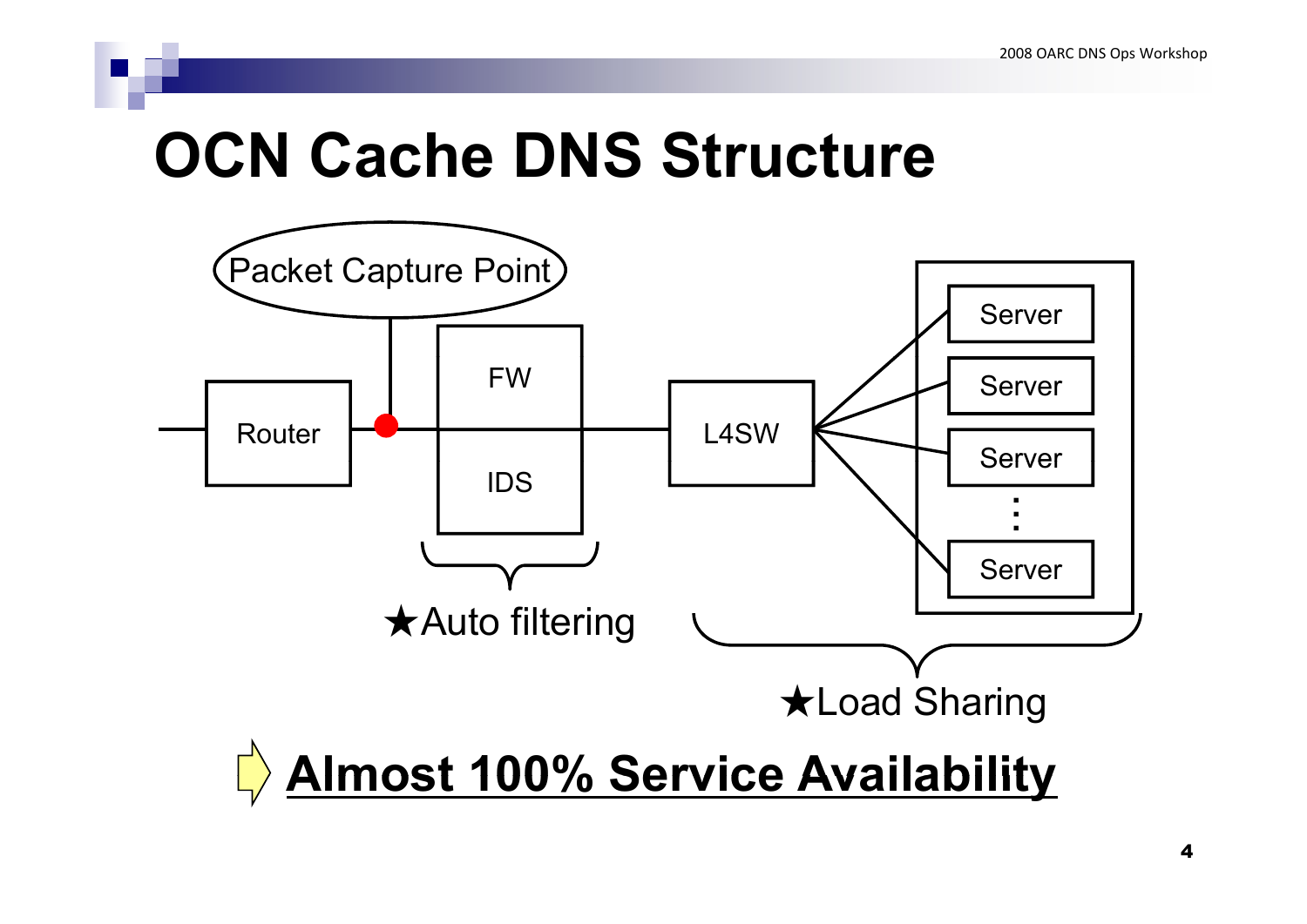# OCN Cache DNS Structure

Packet Capture Point

Router

FW

IDS

L4SW

Server

Server

Server

Server

★Auto filtering

★Load Sharing

**Almost 100% Service Availability**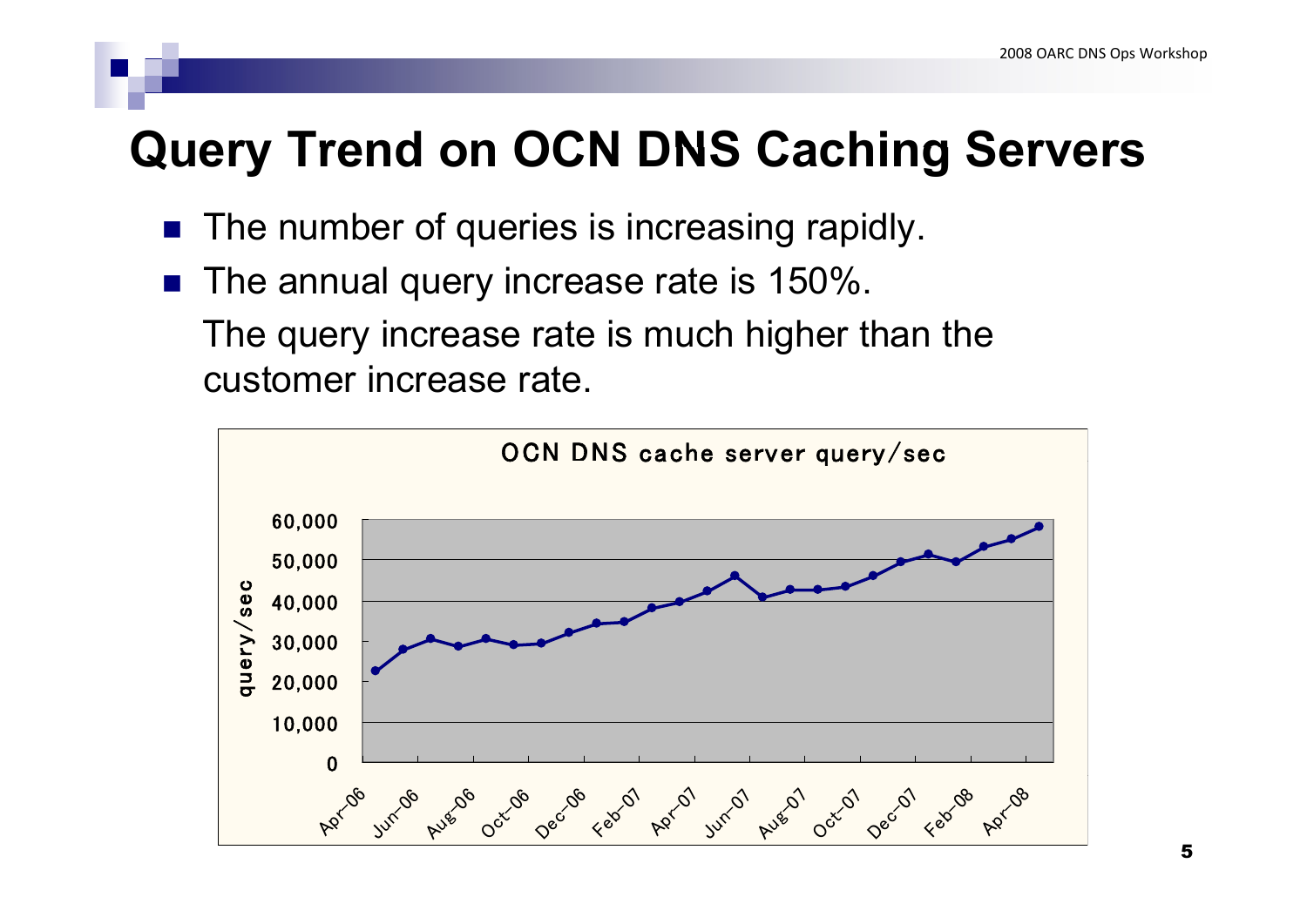# Query Trend on OCN DNS Caching Servers

- The number of queries is increasing rapidly.
- The annual query increase rate is 150%.

  The query increase rate is much higher than the customer increase rate.

OCN DNS cache server query/sec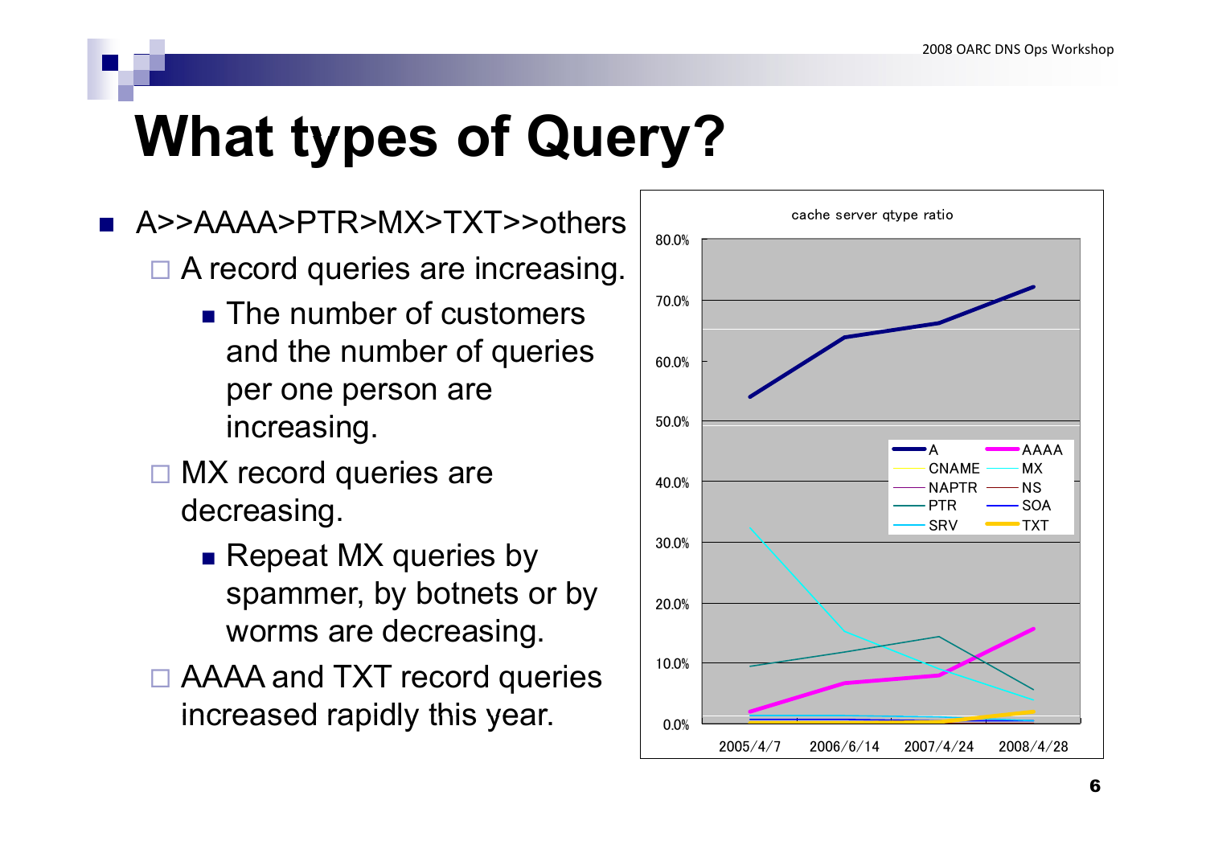# What types of Query?

- A>>AAAA>PTR>MX>TXT>>others
  - A record queries are increasing.
    - The number of customers and the number of queries per one person are increasing.
  - MX record queries are decreasing.
    - Repeat MX queries by spammer, by botnets or by worms are decreasing.
  - AAAA and TXT record queries increased rapidly this year.

cache server qtype ratio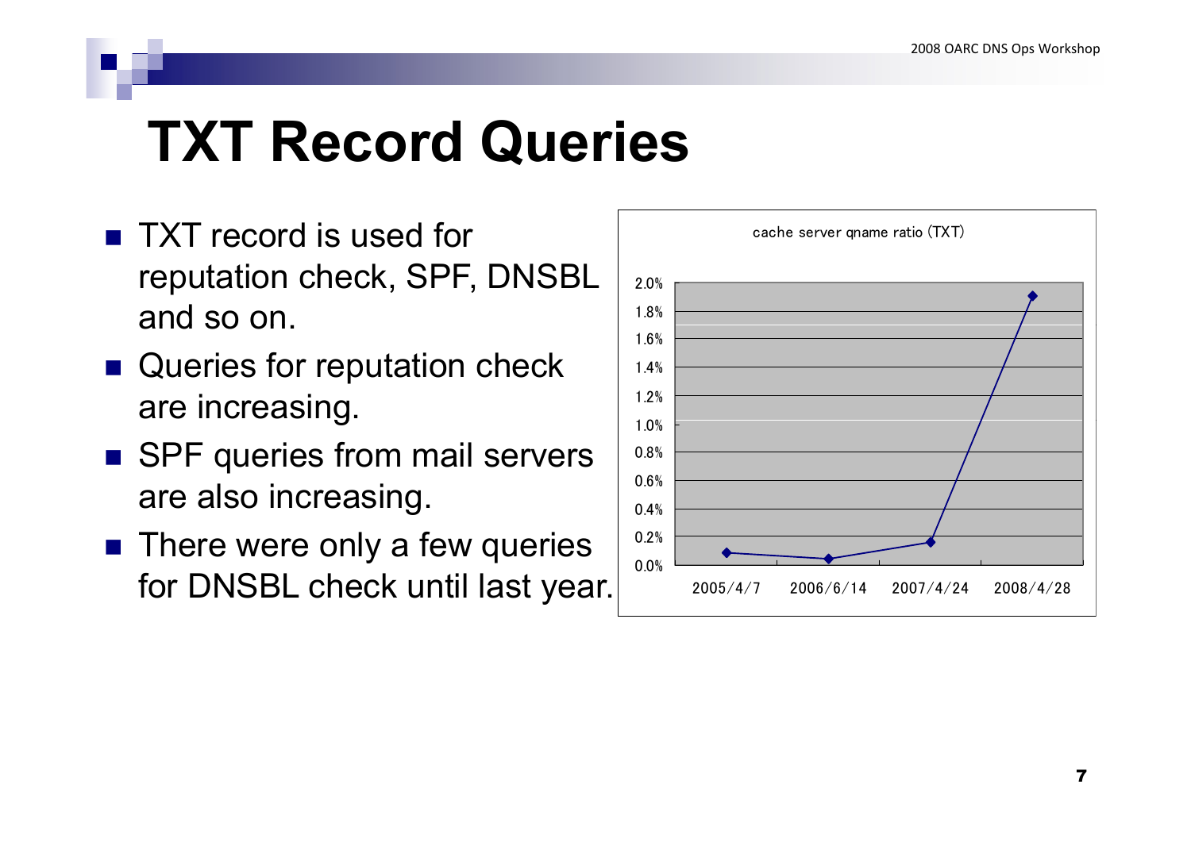# TXT Record Queries

- TXT record is used for reputation check, SPF, DNSBL and so on.
- Queries for reputation check are increasing.
- SPF queries from mail servers are also increasing.
- There were only a few queries for DNSBL check until last year.

cache server qname ratio (TXT)

| Date | Ratio |
|---|---|
| 2005/4/7 | ~0.1% |
| 2006/6/14 | ~0.05% |
| 2007/4/24 | ~0.16% |
| 2008/4/28 | ~1.9% |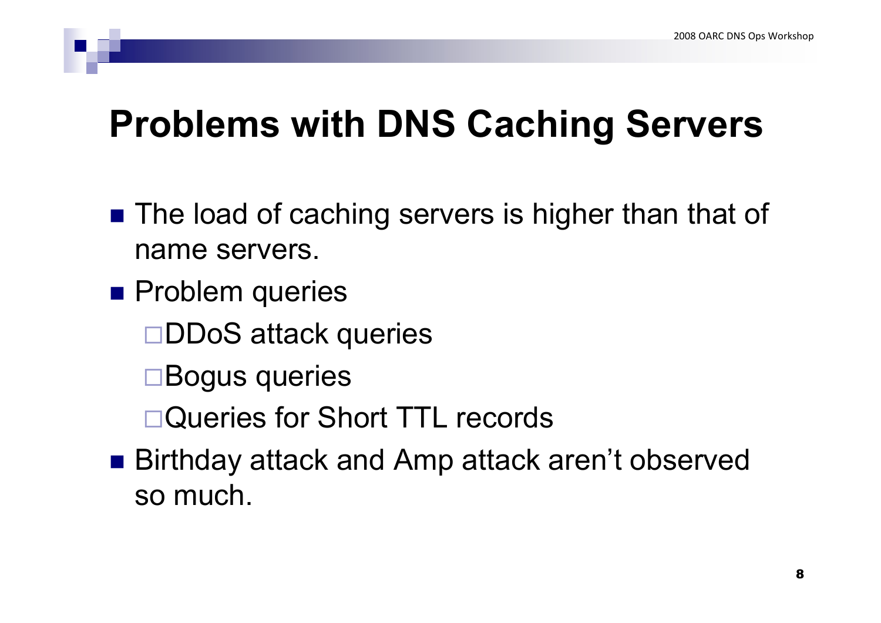# Problems with DNS Caching Servers

- The load of caching servers is higher than that of name servers.
- Problem queries
  - DDoS attack queries
  - Bogus queries
  - Queries for Short TTL records
- Birthday attack and Amp attack aren't observed so much.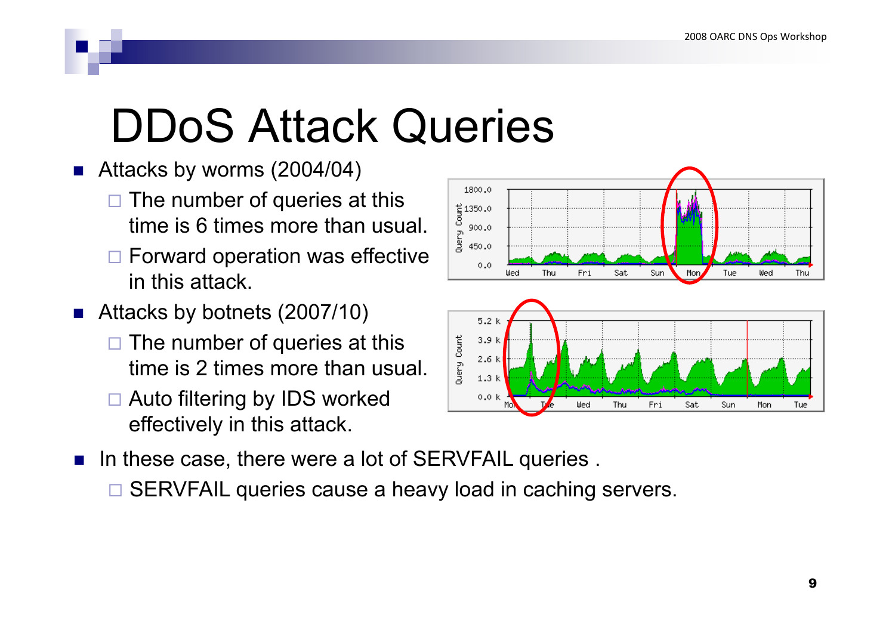# DDoS Attack Queries

- Attacks by worms (2004/04)
  - The number of queries at this time is 6 times more than usual.
  - Forward operation was effective in this attack.
- Attacks by botnets (2007/10)
  - The number of queries at this time is 2 times more than usual.
  - Auto filtering by IDS worked effectively in this attack.
- In these case, there were a lot of SERVFAIL queries .
  - SERVFAIL queries cause a heavy load in caching servers.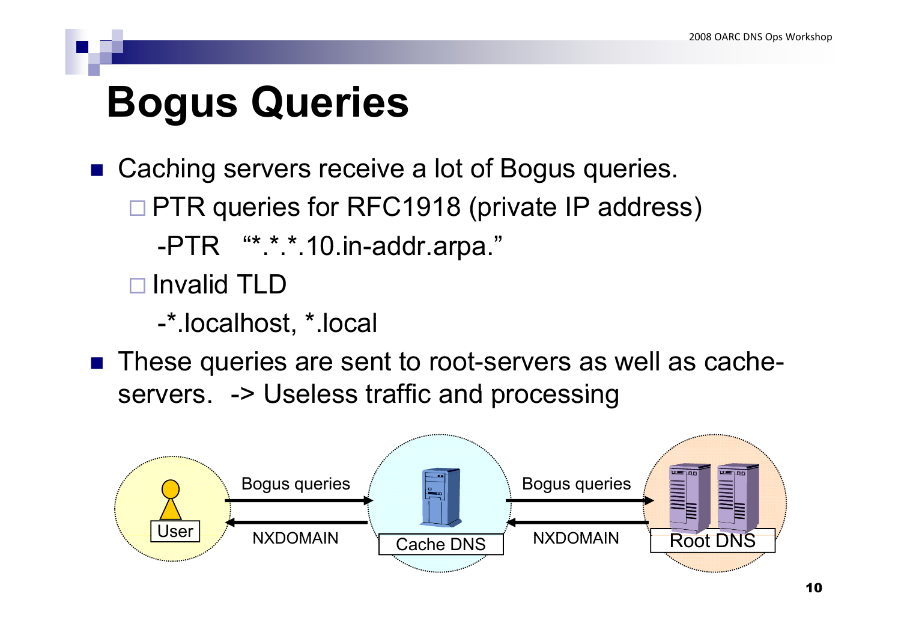# Bogus Queries

- Caching servers receive a lot of Bogus queries.
  - PTR queries for RFC1918 (private IP address)
    - -PTR "*.*.*.10.in-addr.arpa."
  - Invalid TLD
    - -*.localhost, *.local
- These queries are sent to root-servers as well as cache-servers. -> Useless traffic and processing

User → Bogus queries → Cache DNS → Bogus queries → Root DNS

Root DNS → NXDOMAIN → Cache DNS → NXDOMAIN → User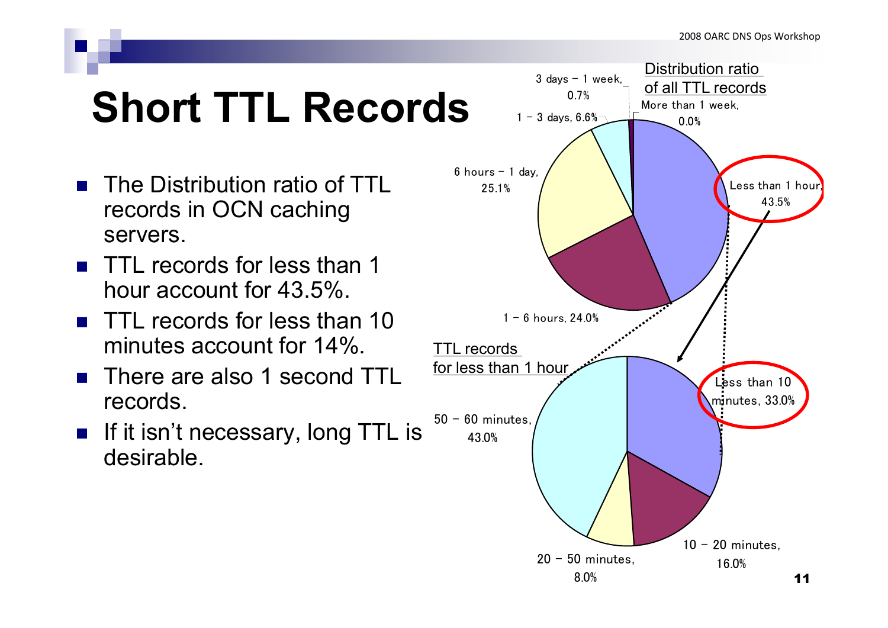# Short TTL Records

- The Distribution ratio of TTL records in OCN caching servers.
- TTL records for less than 1 hour account for 43.5%.
- TTL records for less than 10 minutes account for 14%.
- There are also 1 second TTL records.
- If it isn't necessary, long TTL is desirable.

Distribution ratio of all TTL records

| TTL | Ratio |
| --- | --- |
| Less than 1 hour | 43.5% |
| 1 – 6 hours | 24.0% |
| 6 hours – 1 day | 25.1% |
| 1 – 3 days | 6.6% |
| 3 days – 1 week | 0.7% |
| More than 1 week | 0.0% |

TTL records for less than 1 hour

| TTL | Ratio |
| --- | --- |
| Less than 10 minutes | 33.0% |
| 10 – 20 minutes | 16.0% |
| 20 – 50 minutes | 8.0% |
| 50 – 60 minutes | 43.0% |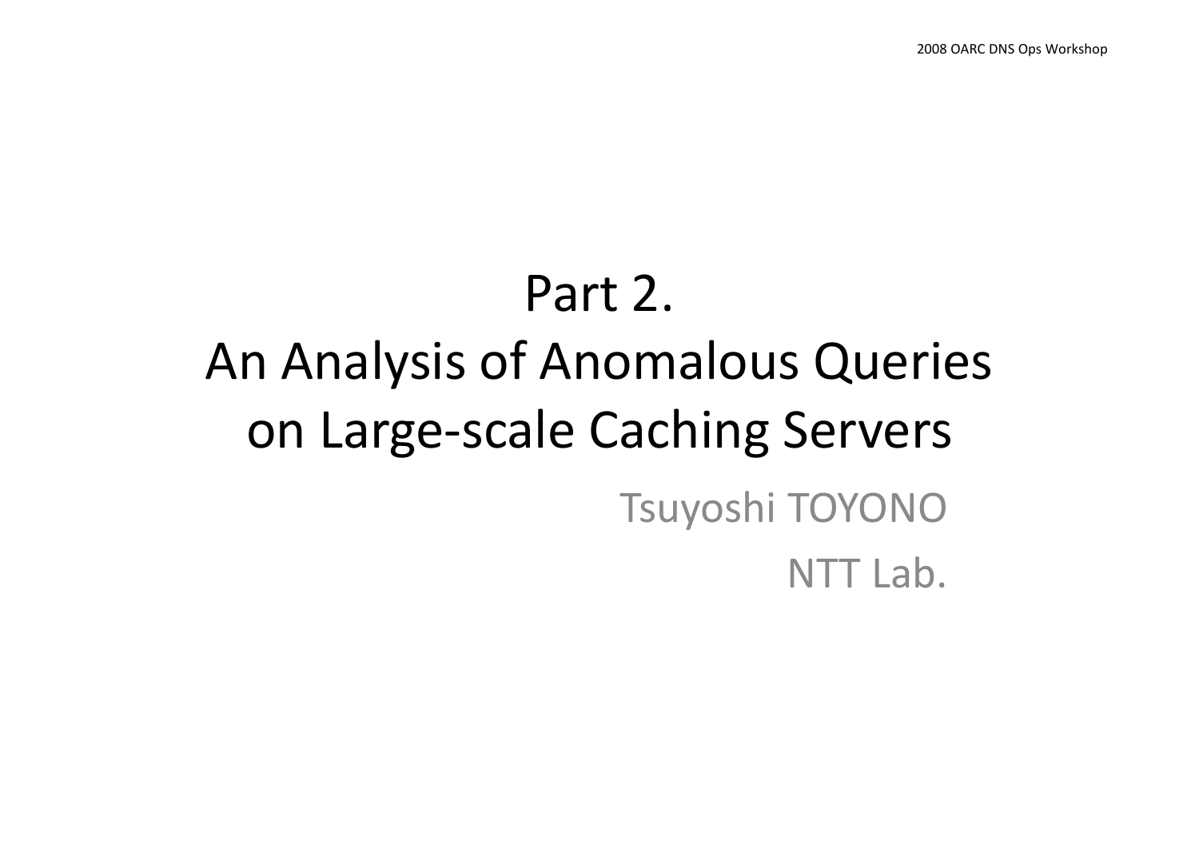# Part 2. An Analysis of Anomalous Queries on Large-scale Caching Servers

Tsuyoshi TOYONO

NTT Lab.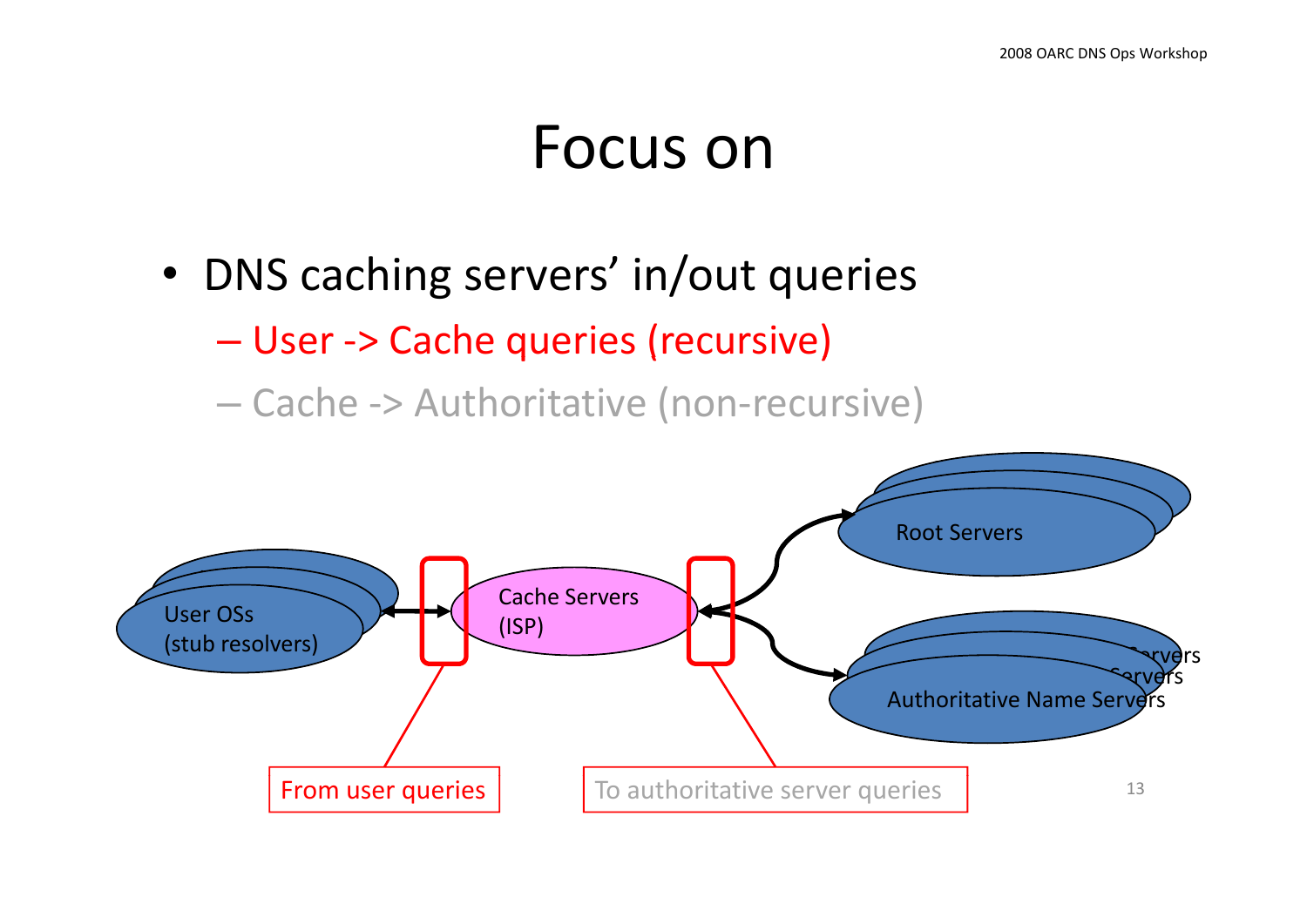# Focus on

- DNS caching servers' in/out queries
  - User -> Cache queries (recursive)
  - Cache -> Authoritative (non-recursive)

User OSs (stub resolvers)

Cache Servers (ISP)

Root Servers

Authoritative Name Servers

From user queries

To authoritative server queries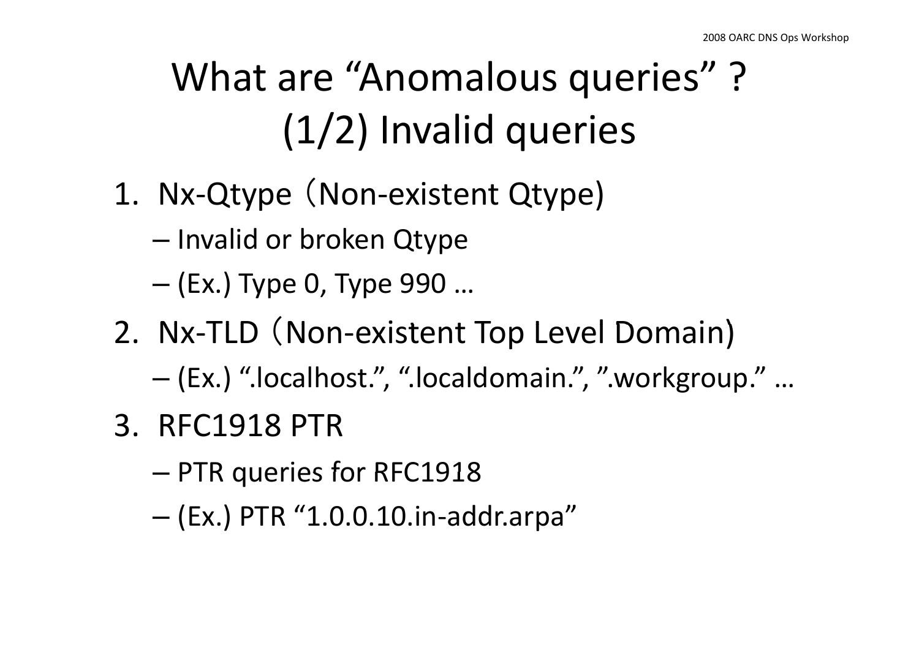# What are “Anomalous queries” ? (1/2) Invalid queries

1. Nx-Qtype（Non-existent Qtype)
   - Invalid or broken Qtype
   - (Ex.) Type 0, Type 990 …
2. Nx-TLD（Non-existent Top Level Domain)
   - (Ex.) “.localhost.”, “.localdomain.”, ”.workgroup.” …
3. RFC1918 PTR
   - PTR queries for RFC1918
   - (Ex.) PTR “1.0.0.10.in-addr.arpa”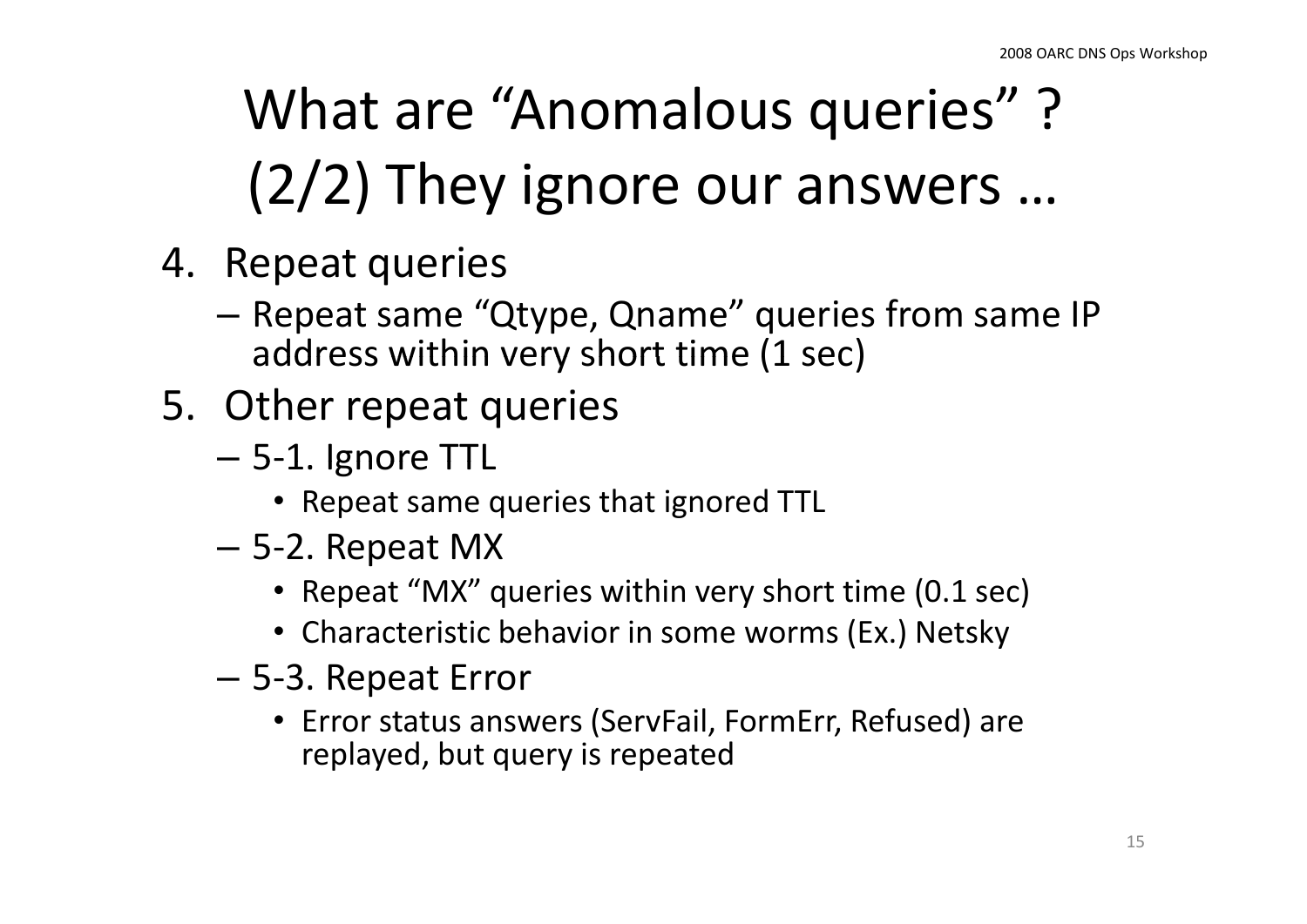# What are "Anomalous queries" ? (2/2) They ignore our answers …

4. Repeat queries
   - Repeat same "Qtype, Qname" queries from same IP address within very short time (1 sec)
5. Other repeat queries
   - 5-1. Ignore TTL
     - Repeat same queries that ignored TTL
   - 5-2. Repeat MX
     - Repeat "MX" queries within very short time (0.1 sec)
     - Characteristic behavior in some worms (Ex.) Netsky
   - 5-3. Repeat Error
     - Error status answers (ServFail, FormErr, Refused) are replayed, but query is repeated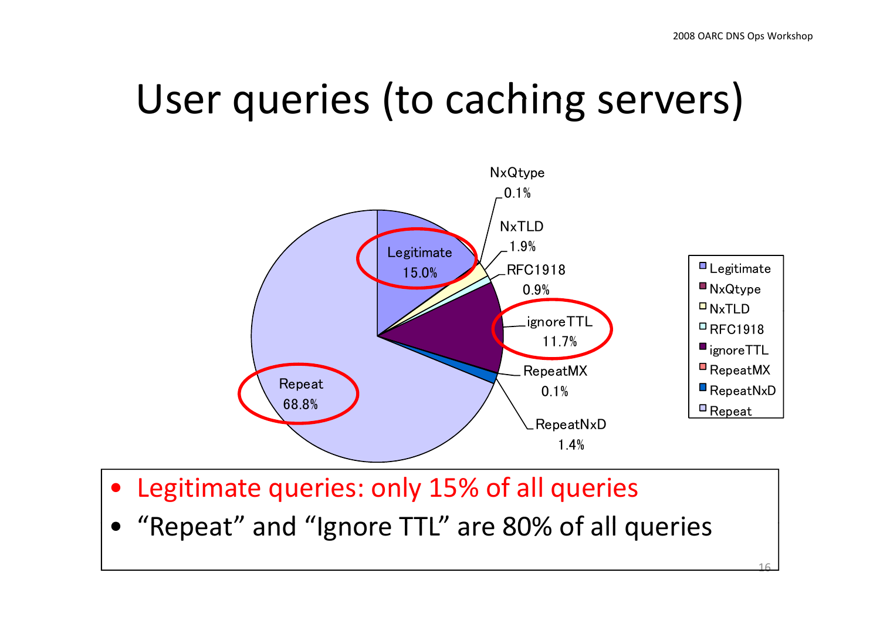# User queries (to caching servers)

| Category | Percentage |
|---|---|
| Legitimate | 15.0% |
| NxQtype | 0.1% |
| NxTLD | 1.9% |
| RFC1918 | 0.9% |
| ignoreTTL | 11.7% |
| RepeatMX | 0.1% |
| RepeatNxD | 1.4% |
| Repeat | 68.8% |

- Legitimate queries: only 15% of all queries
- "Repeat" and "Ignore TTL" are 80% of all queries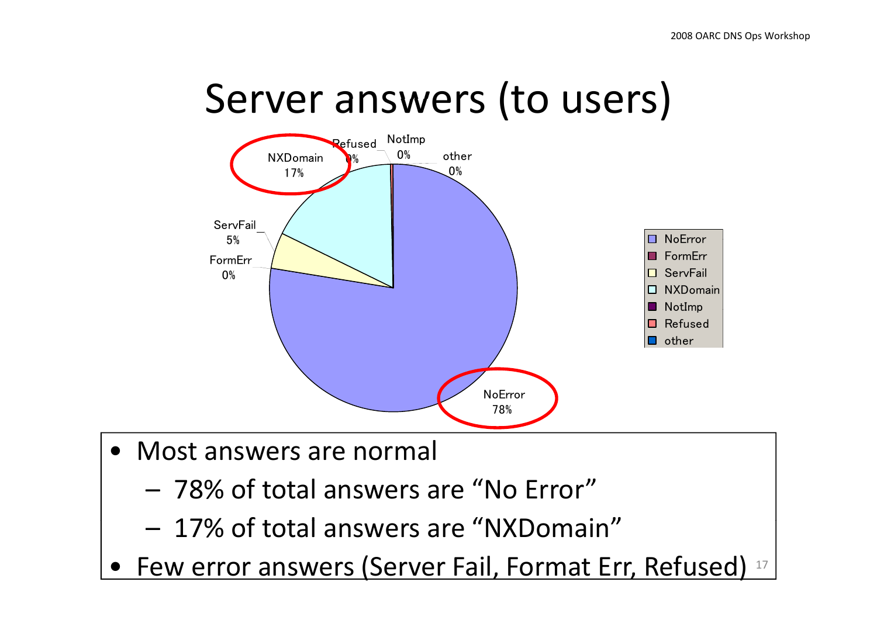# Server answers (to users)

| Answer | Share |
|---|---|
| NoError | 78% |
| FormErr | 0% |
| ServFail | 5% |
| NXDomain | 17% |
| NotImp | 0% |
| Refused | 0% |
| other | 0% |

- Most answers are normal
  - 78% of total answers are “No Error”
  - 17% of total answers are “NXDomain”
- Few error answers (Server Fail, Format Err, Refused)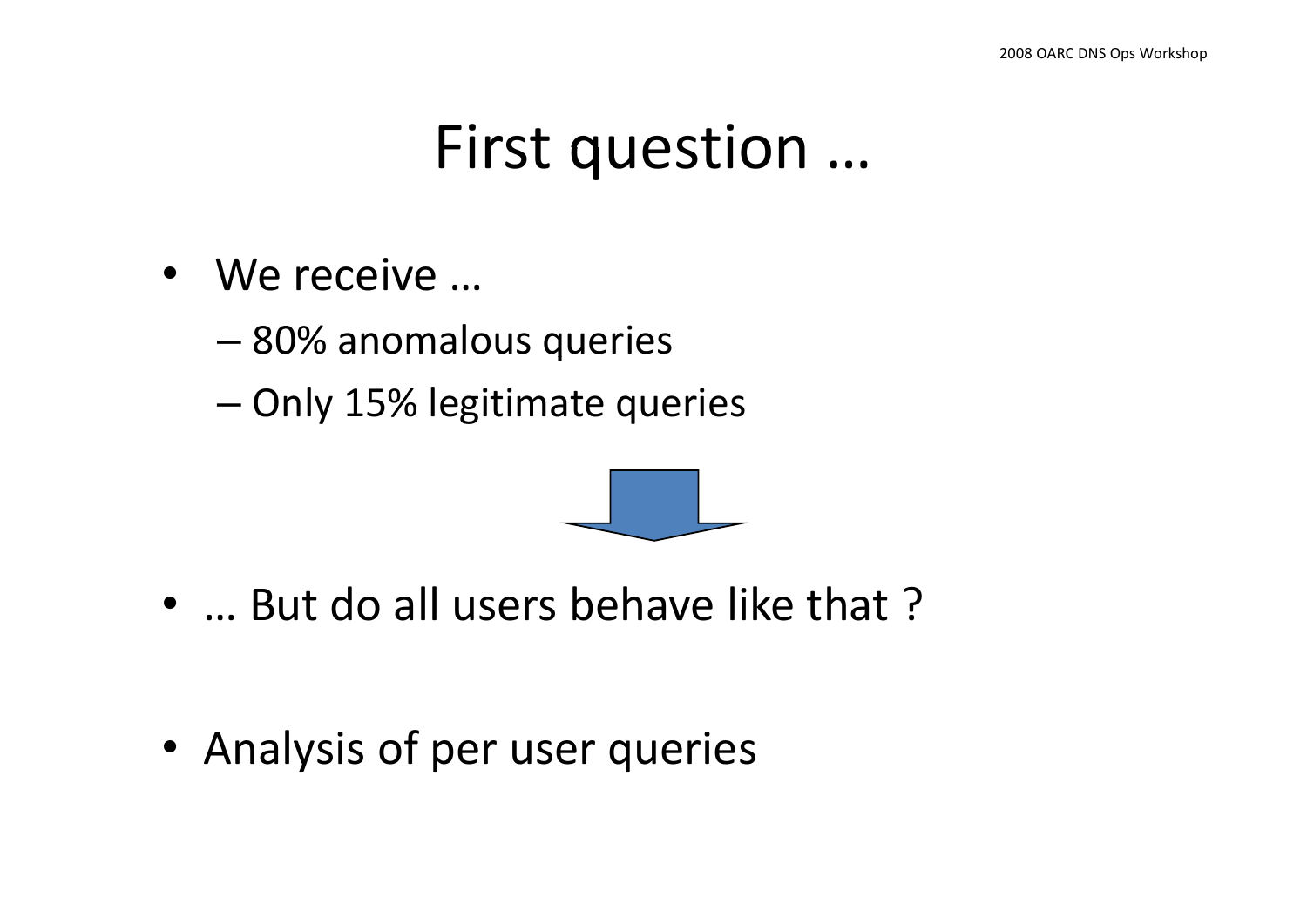# First question …

- We receive …
  - 80% anomalous queries
  - Only 15% legitimate queries

- … But do all users behave like that ?

- Analysis of per user queries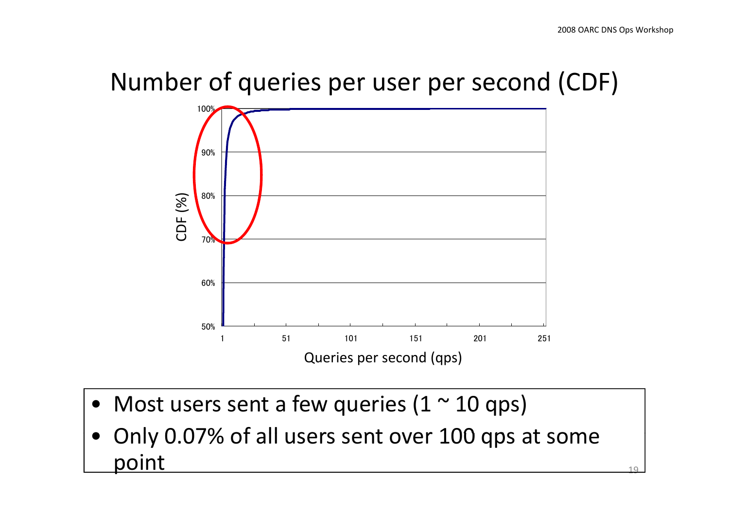# Number of queries per user per second (CDF)

- Most users sent a few queries (1 ~ 10 qps)
- Only 0.07% of all users sent over 100 qps at some point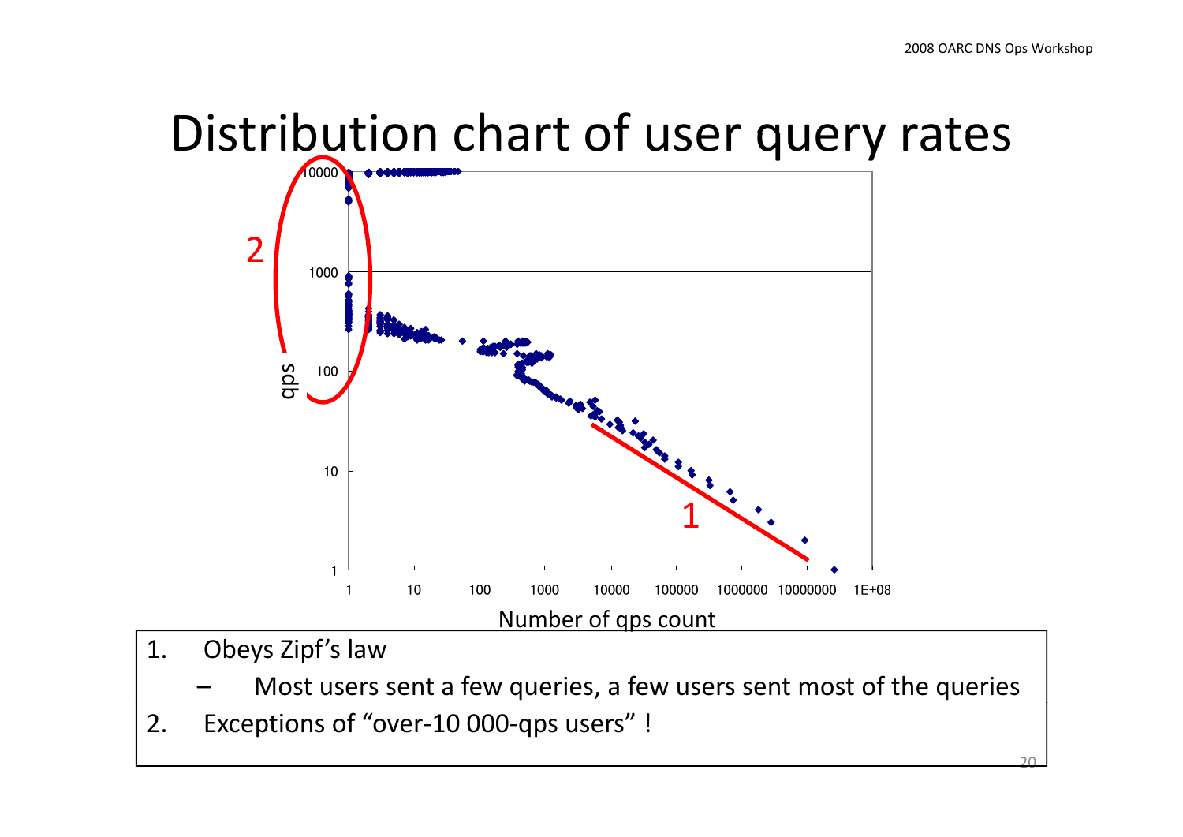# Distribution chart of user query rates

1. Obeys Zipf's law
   - Most users sent a few queries, a few users sent most of the queries
2. Exceptions of "over-10 000-qps users" !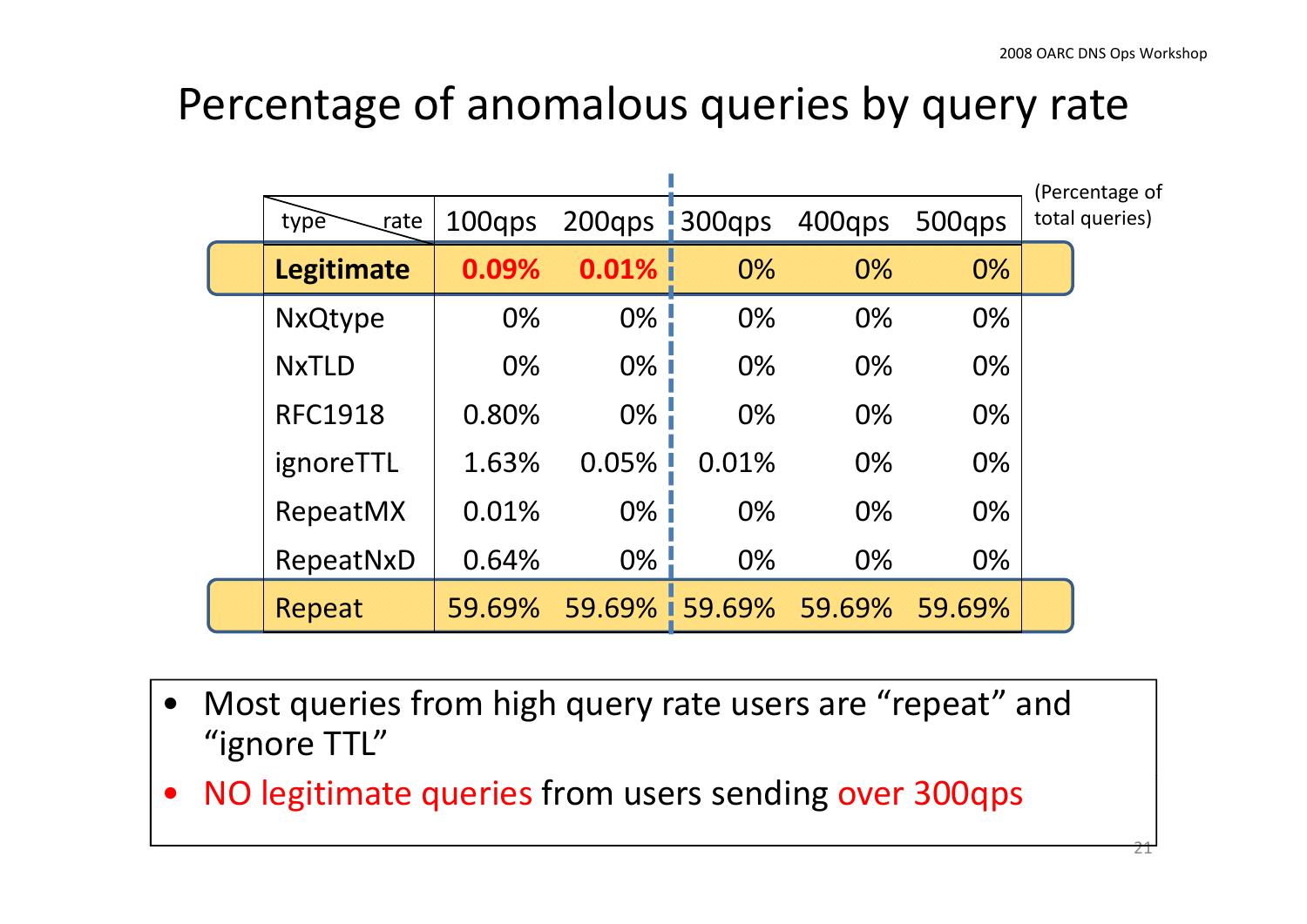# Percentage of anomalous queries by query rate

(Percentage of total queries)

| type \ rate | 100qps | 200qps | 300qps | 400qps | 500qps |
|---|---|---|---|---|---|
| **Legitimate** | **0.09%** | **0.01%** | 0% | 0% | 0% |
| NxQtype | 0% | 0% | 0% | 0% | 0% |
| NxTLD | 0% | 0% | 0% | 0% | 0% |
| RFC1918 | 0.80% | 0% | 0% | 0% | 0% |
| ignoreTTL | 1.63% | 0.05% | 0.01% | 0% | 0% |
| RepeatMX | 0.01% | 0% | 0% | 0% | 0% |
| RepeatNxD | 0.64% | 0% | 0% | 0% | 0% |
| Repeat | 59.69% | 59.69% | 59.69% | 59.69% | 59.69% |

- Most queries from high query rate users are "repeat" and "ignore TTL"
- NO legitimate queries from users sending over 300qps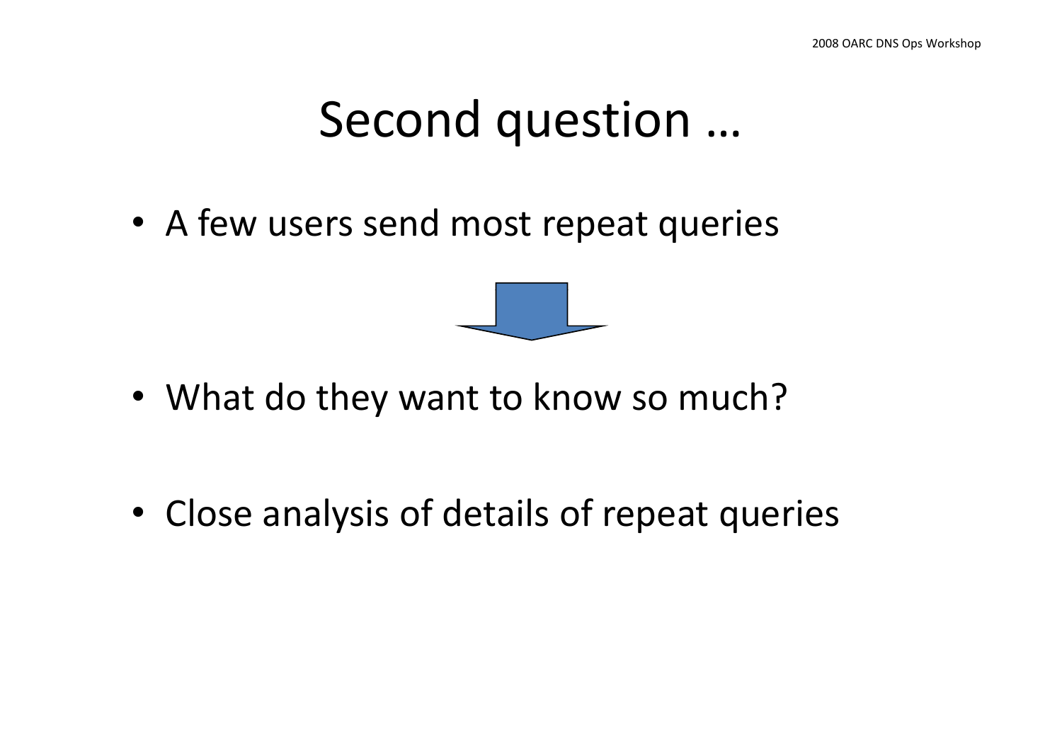# Second question …

- A few users send most repeat queries

- What do they want to know so much?

- Close analysis of details of repeat queries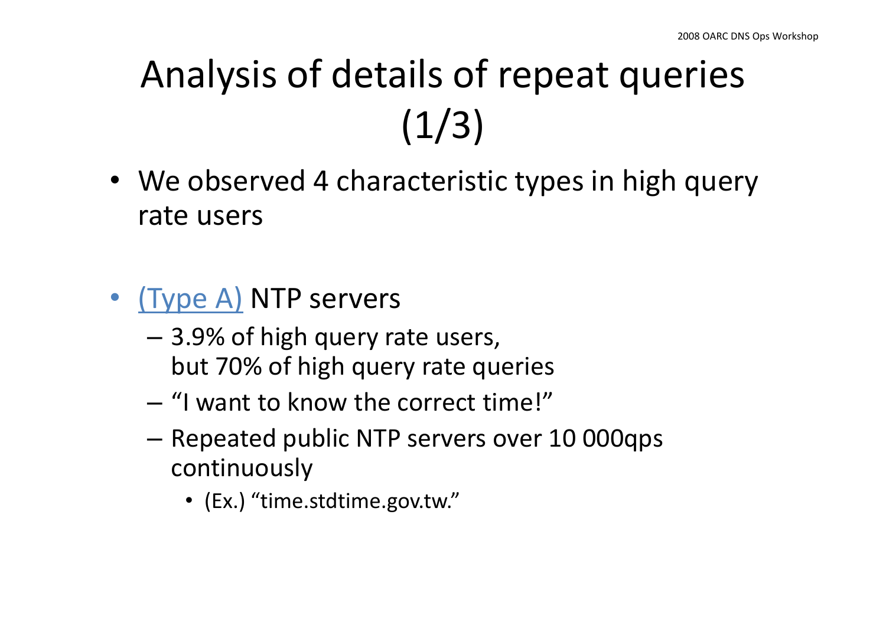# Analysis of details of repeat queries (1/3)

- We observed 4 characteristic types in high query rate users

- (Type A) NTP servers
  - 3.9% of high query rate users, but 70% of high query rate queries
  - "I want to know the correct time!"
  - Repeated public NTP servers over 10 000qps continuously
    - (Ex.) "time.stdtime.gov.tw."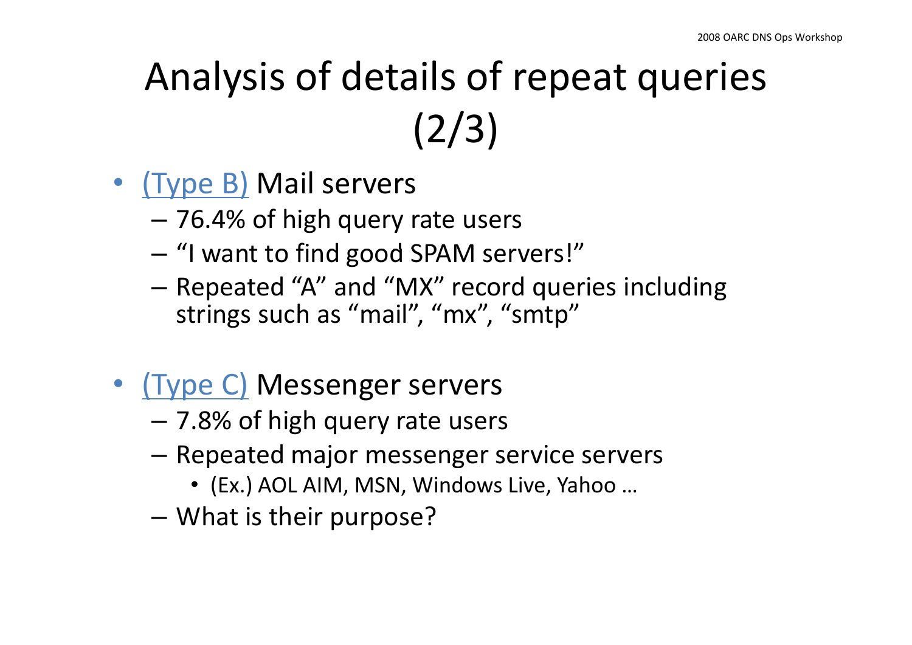# Analysis of details of repeat queries (2/3)

- (Type B) Mail servers
  - 76.4% of high query rate users
  - "I want to find good SPAM servers!"
  - Repeated "A" and "MX" record queries including strings such as "mail", "mx", "smtp"

- (Type C) Messenger servers
  - 7.8% of high query rate users
  - Repeated major messenger service servers
    - (Ex.) AOL AIM, MSN, Windows Live, Yahoo …
  - What is their purpose?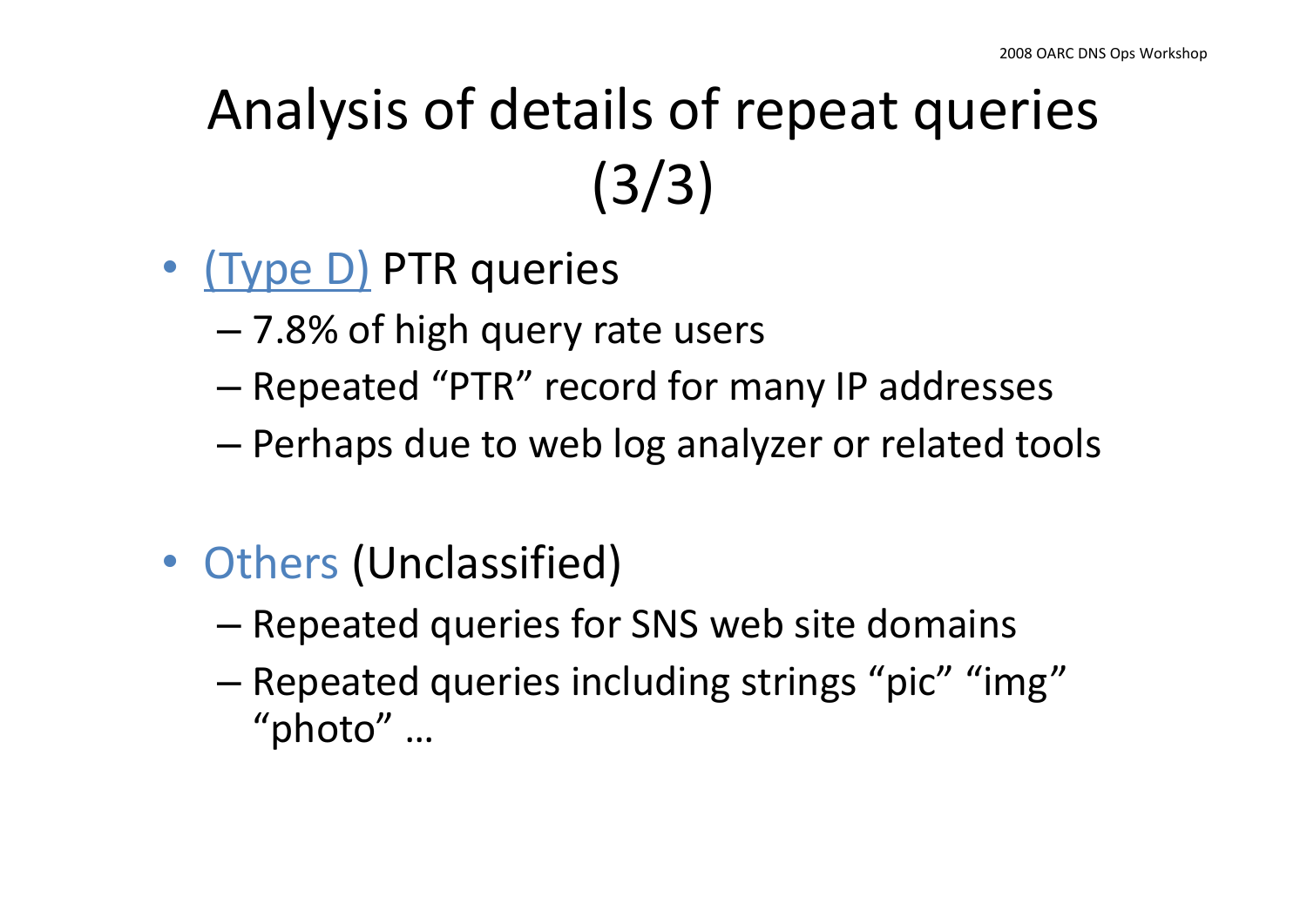# Analysis of details of repeat queries (3/3)

- (Type D) PTR queries
  - 7.8% of high query rate users
  - Repeated “PTR” record for many IP addresses
  - Perhaps due to web log analyzer or related tools

- Others (Unclassified)
  - Repeated queries for SNS web site domains
  - Repeated queries including strings “pic” “img” “photo” …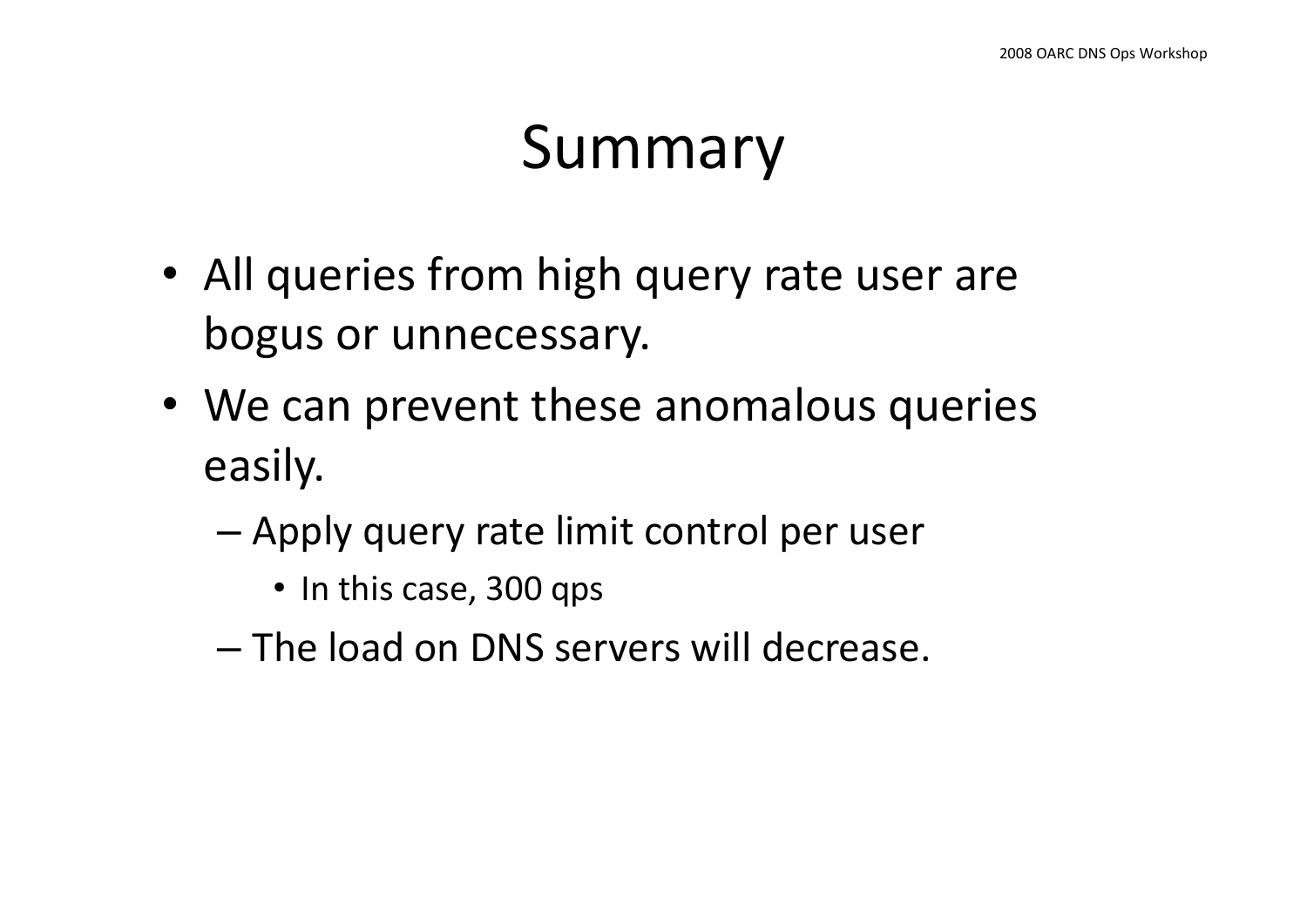# Summary

- All queries from high query rate user are bogus or unnecessary.
- We can prevent these anomalous queries easily.
  - Apply query rate limit control per user
    - In this case, 300 qps
  - The load on DNS servers will decrease.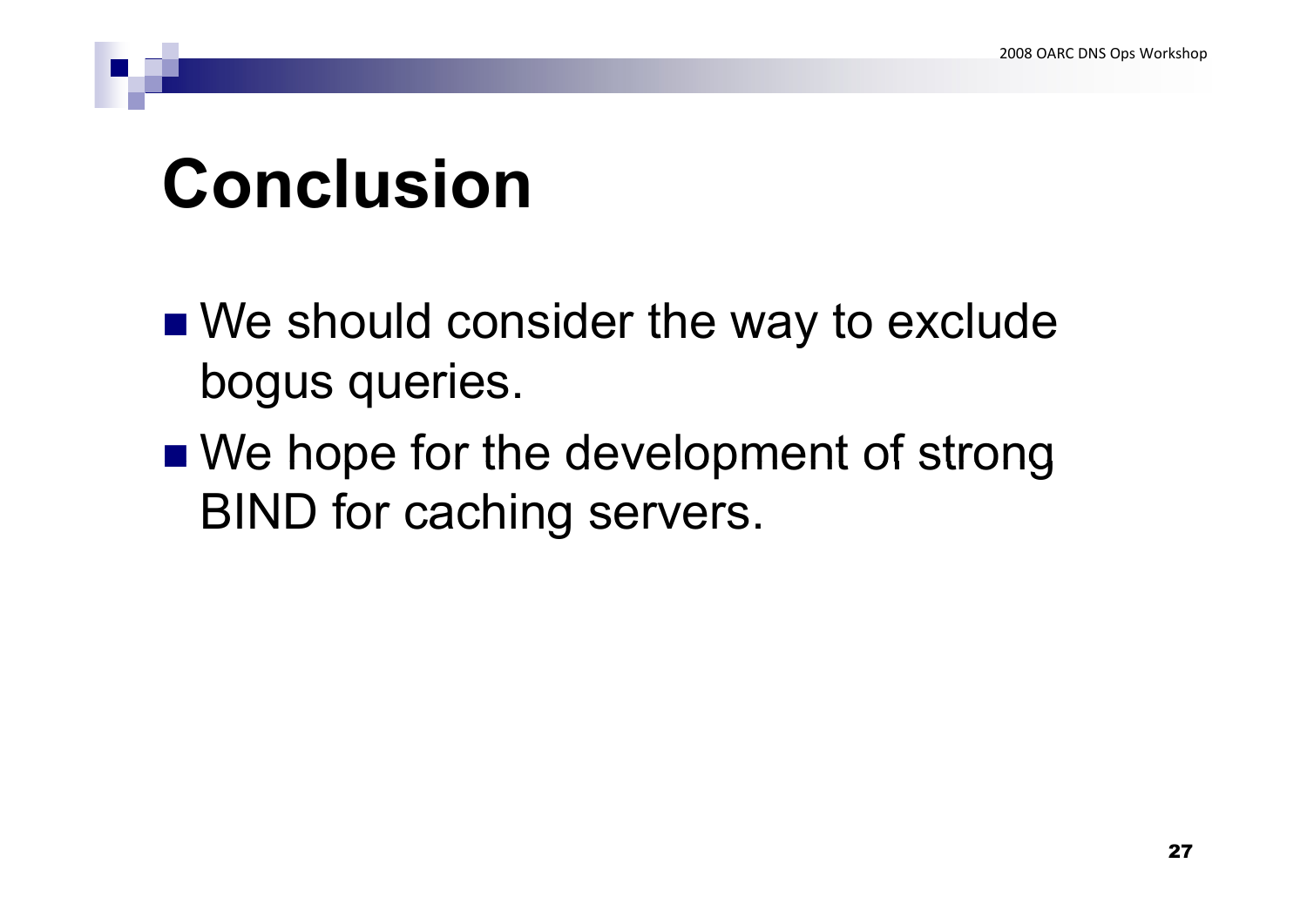# Conclusion

- We should consider the way to exclude bogus queries.
- We hope for the development of strong BIND for caching servers.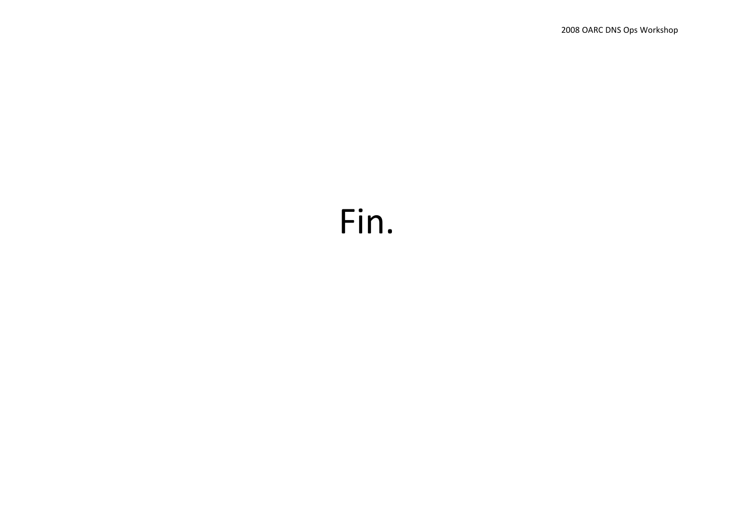# Fin.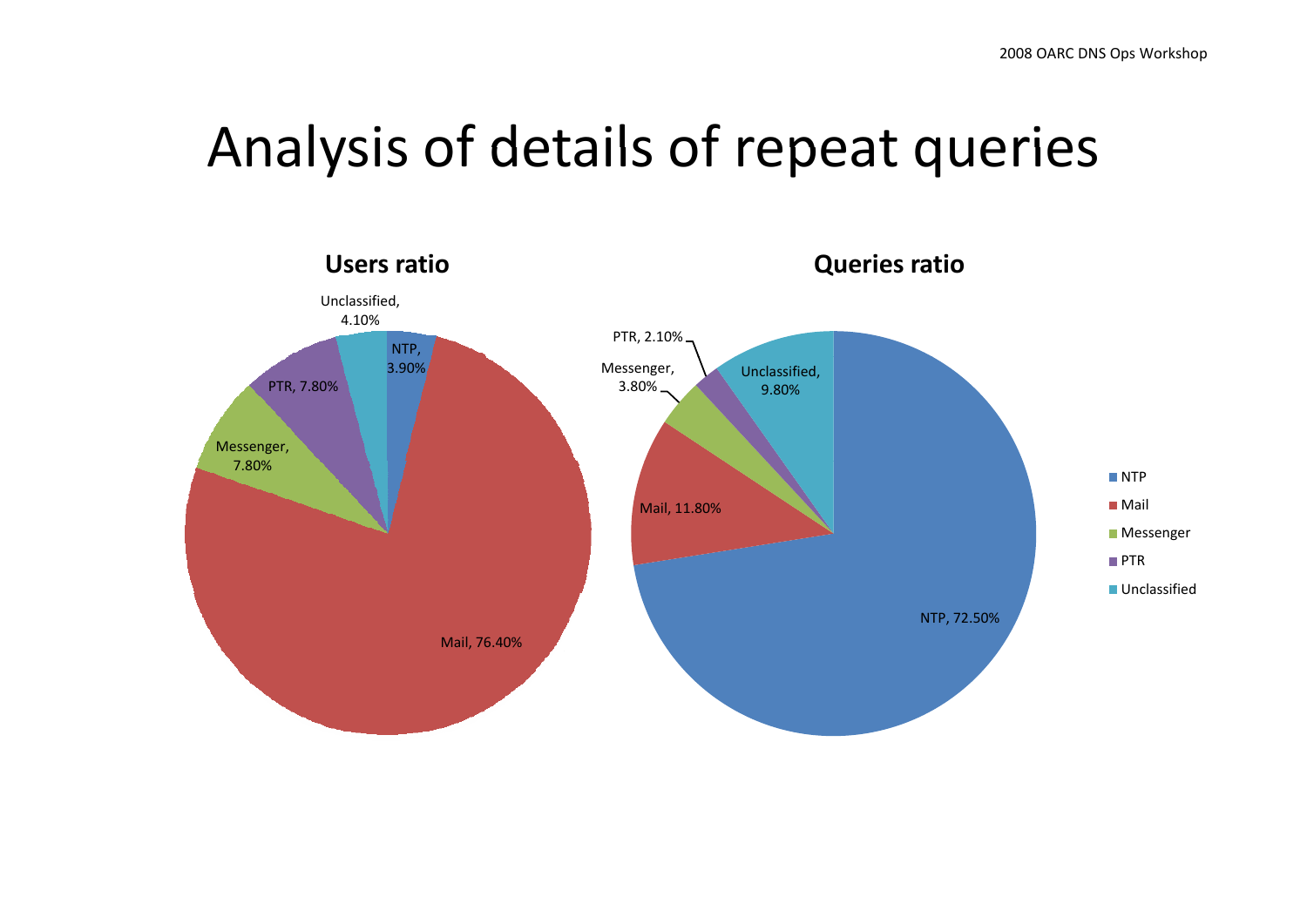# Analysis of details of repeat queries

**Users ratio**

Unclassified, 4.10%

NTP, 3.90%

PTR, 7.80%

Messenger, 7.80%

Mail, 76.40%

**Queries ratio**

PTR, 2.10%

Messenger, 3.80%

Unclassified, 9.80%

Mail, 11.80%

NTP, 72.50%

NTP

Mail

Messenger

PTR

Unclassified